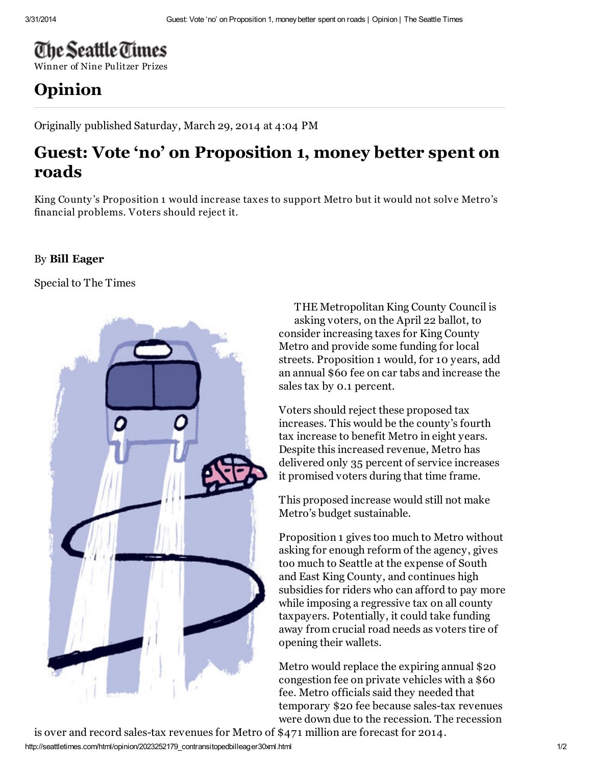**The Seattle Times**

Winner of Nine Pulitzer Prizes

# Opinion

Originally published Saturday, March 29, 2014 at 4:04 PM

## Guest: Vote 'no' on Proposition 1, money better spent on roads

King County's Proposition 1 would increase taxes to support Metro but it would not solve Metro's financial problems. Voters should reject it.

By **Bill Eager**

Special to The Times

THE Metropolitan King County Council is asking voters, on the April 22 ballot, to consider increasing taxes for King County Metro and provide some funding for local streets. Proposition 1 would, for 10 years, add an annual $60 fee on car tabs and increase the sales tax by 0.1 percent.

Voters should reject these proposed tax increases. This would be the county's fourth tax increase to benefit Metro in eight years. Despite this increased revenue, Metro has delivered only 35 percent of service increases it promised voters during that time frame.

This proposed increase would still not make Metro's budget sustainable.

Proposition 1 gives too much to Metro without asking for enough reform of the agency, gives too much to Seattle at the expense of South and East King County, and continues high subsidies for riders who can afford to pay more while imposing a regressive tax on all county taxpayers. Potentially, it could take funding away from crucial road needs as voters tire of opening their wallets.

Metro would replace the expiring annual $20 congestion fee on private vehicles with a $60 fee. Metro officials said they needed that temporary $20 fee because sales-tax revenues were down due to the recession. The recession is over and record sales-tax revenues for Metro of $471 million are forecast for 2014.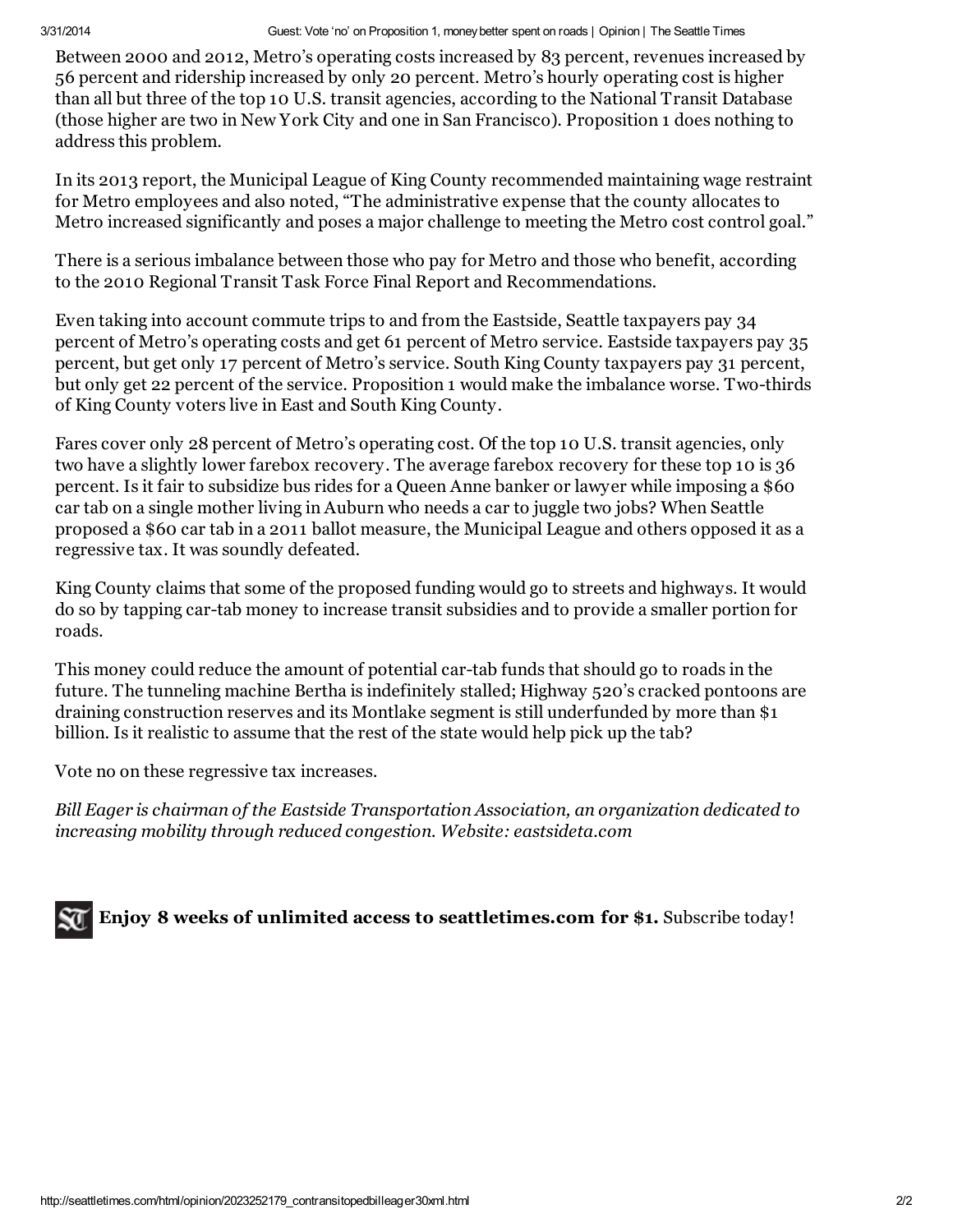Between 2000 and 2012, Metro's operating costs increased by 83 percent, revenues increased by 56 percent and ridership increased by only 20 percent. Metro's hourly operating cost is higher than all but three of the top 10 U.S. transit agencies, according to the National Transit Database (those higher are two in New York City and one in San Francisco). Proposition 1 does nothing to address this problem.

In its 2013 report, the Municipal League of King County recommended maintaining wage restraint for Metro employees and also noted, "The administrative expense that the county allocates to Metro increased significantly and poses a major challenge to meeting the Metro cost control goal."

There is a serious imbalance between those who pay for Metro and those who benefit, according to the 2010 Regional Transit Task Force Final Report and Recommendations.

Even taking into account commute trips to and from the Eastside, Seattle taxpayers pay 34 percent of Metro's operating costs and get 61 percent of Metro service. Eastside taxpayers pay 35 percent, but get only 17 percent of Metro's service. South King County taxpayers pay 31 percent, but only get 22 percent of the service. Proposition 1 would make the imbalance worse. Two-thirds of King County voters live in East and South King County.

Fares cover only 28 percent of Metro's operating cost. Of the top 10 U.S. transit agencies, only two have a slightly lower farebox recovery. The average farebox recovery for these top 10 is 36 percent. Is it fair to subsidize bus rides for a Queen Anne banker or lawyer while imposing a $60 car tab on a single mother living in Auburn who needs a car to juggle two jobs? When Seattle proposed a $60 car tab in a 2011 ballot measure, the Municipal League and others opposed it as a regressive tax. It was soundly defeated.

King County claims that some of the proposed funding would go to streets and highways. It would do so by tapping car-tab money to increase transit subsidies and to provide a smaller portion for roads.

This money could reduce the amount of potential car-tab funds that should go to roads in the future. The tunneling machine Bertha is indefinitely stalled; Highway 520's cracked pontoons are draining construction reserves and its Montlake segment is still underfunded by more than $1 billion. Is it realistic to assume that the rest of the state would help pick up the tab?

Vote no on these regressive tax increases.

*Bill Eager is chairman of the Eastside Transportation Association, an organization dedicated to increasing mobility through reduced congestion. Website: eastsideta.com*

**Enjoy 8 weeks of unlimited access to seattletimes.com for $1.** Subscribe today!